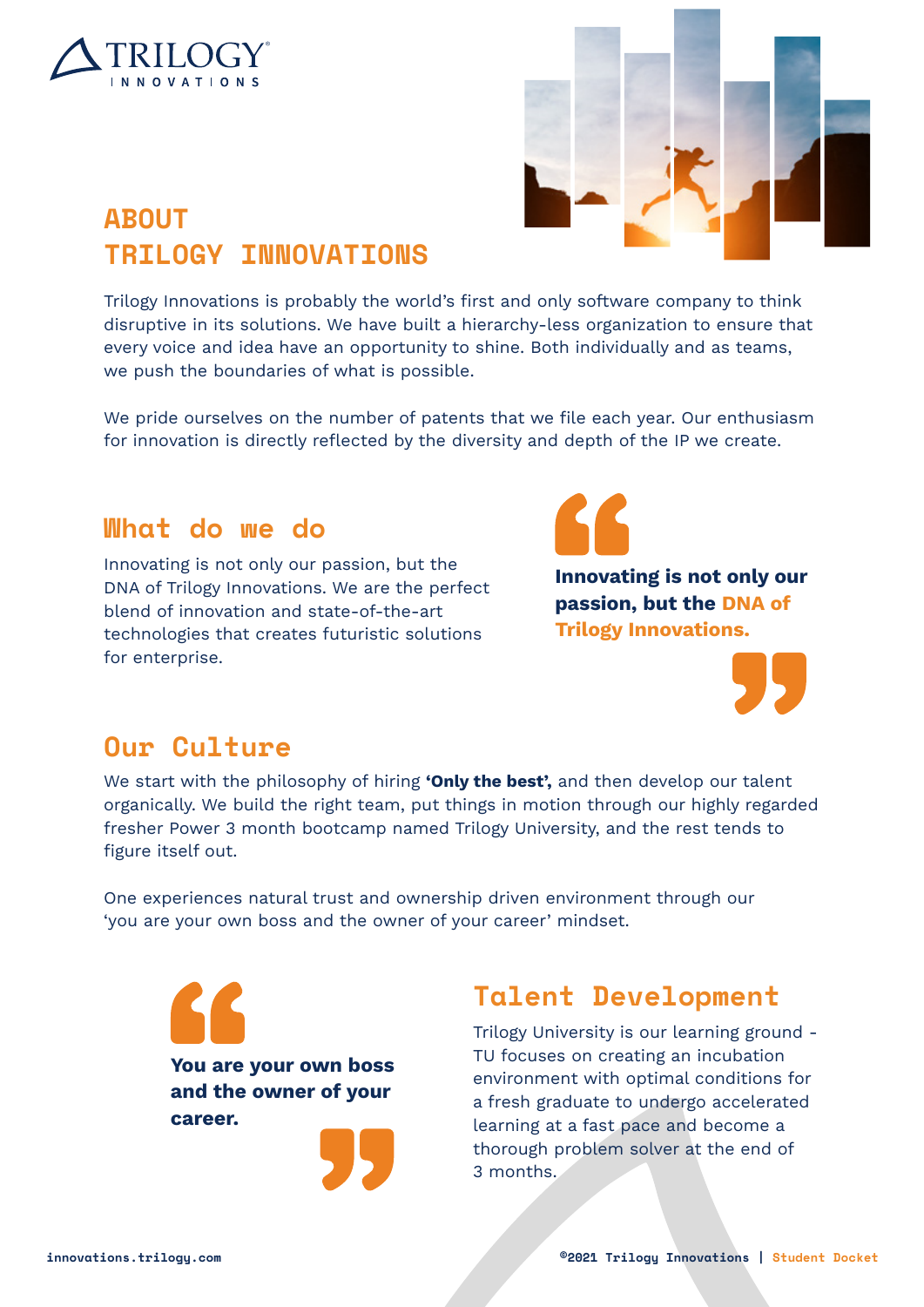# ABOUT TRILOGY INNOVATIONS

Trilogy Innovations is probably the world's first and only software company to think disruptive in its solutions. We have built a hierarchy-less organization to ensure that every voice and idea have an opportunity to shine. Both individually and as teams, we push the boundaries of what is possible.

We pride ourselves on the number of patents that we file each year. Our enthusiasm for innovation is directly reflected by the diversity and depth of the IP we create.

## What do we do

Innovating is not only our passion, but the DNA of Trilogy Innovations. We are the perfect blend of innovation and state-of-the-art technologies that creates futuristic solutions for enterprise.

> **Innovating is not only our passion, but the DNA of Trilogy Innovations.**

## Our Culture

We start with the philosophy of hiring **'Only the best',** and then develop our talent organically. We build the right team, put things in motion through our highly regarded fresher Power 3 month bootcamp named Trilogy University, and the rest tends to figure itself out.

One experiences natural trust and ownership driven environment through our 'you are your own boss and the owner of your career' mindset.

> **You are your own boss and the owner of your career.**

## Talent Development

Trilogy University is our learning ground - TU focuses on creating an incubation environment with optimal conditions for a fresh graduate to undergo accelerated learning at a fast pace and become a thorough problem solver at the end of 3 months.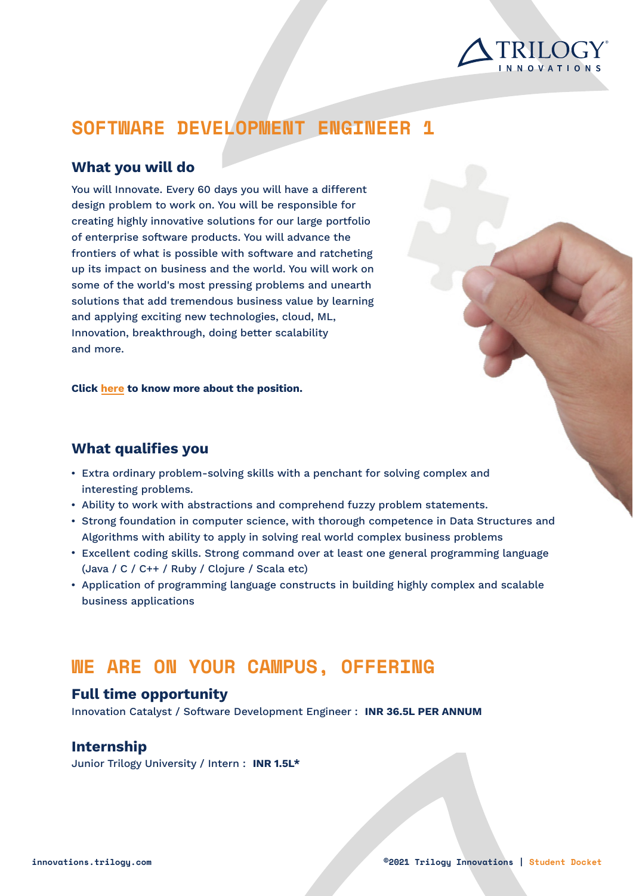# SOFTWARE DEVELOPMENT ENGINEER 1

## What you will do

You will Innovate. Every 60 days you will have a different design problem to work on. You will be responsible for creating highly innovative solutions for our large portfolio of enterprise software products. You will advance the frontiers of what is possible with software and ratcheting up its impact on business and the world. You will work on some of the world's most pressing problems and unearth solutions that add tremendous business value by learning and applying exciting new technologies, cloud, ML, Innovation, breakthrough, doing better scalability and more.

**Click here to know more about the position.**

## What qualifies you

- Extra ordinary problem-solving skills with a penchant for solving complex and interesting problems.
- Ability to work with abstractions and comprehend fuzzy problem statements.
- Strong foundation in computer science, with thorough competence in Data Structures and Algorithms with ability to apply in solving real world complex business problems
- Excellent coding skills. Strong command over at least one general programming language (Java / C / C++ / Ruby / Clojure / Scala etc)
- Application of programming language constructs in building highly complex and scalable business applications

# WE ARE ON YOUR CAMPUS, OFFERING

## Full time opportunity

Innovation Catalyst / Software Development Engineer : **INR 36.5L PER ANNUM**

## Internship

Junior Trilogy University / Intern : **INR 1.5L***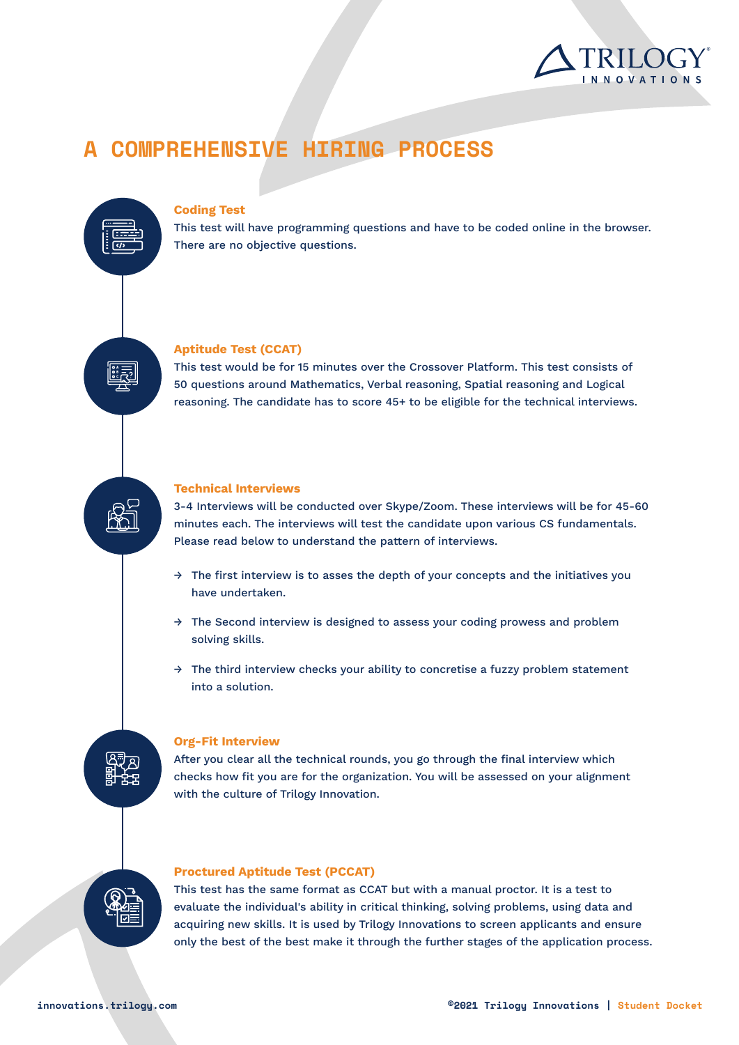# A COMPREHENSIVE HIRING PROCESS

### Coding Test

This test will have programming questions and have to be coded online in the browser. There are no objective questions.

### Aptitude Test (CCAT)

This test would be for 15 minutes over the Crossover Platform. This test consists of 50 questions around Mathematics, Verbal reasoning, Spatial reasoning and Logical reasoning. The candidate has to score 45+ to be eligible for the technical interviews.

### Technical Interviews

3-4 Interviews will be conducted over Skype/Zoom. These interviews will be for 45-60 minutes each. The interviews will test the candidate upon various CS fundamentals. Please read below to understand the pattern of interviews.

- → The first interview is to asses the depth of your concepts and the initiatives you have undertaken.
- → The Second interview is designed to assess your coding prowess and problem solving skills.
- → The third interview checks your ability to concretise a fuzzy problem statement into a solution.

### Org-Fit Interview

After you clear all the technical rounds, you go through the final interview which checks how fit you are for the organization. You will be assessed on your alignment with the culture of Trilogy Innovation.

### Proctured Aptitude Test (PCCAT)

This test has the same format as CCAT but with a manual proctor. It is a test to evaluate the individual's ability in critical thinking, solving problems, using data and acquiring new skills. It is used by Trilogy Innovations to screen applicants and ensure only the best of the best make it through the further stages of the application process.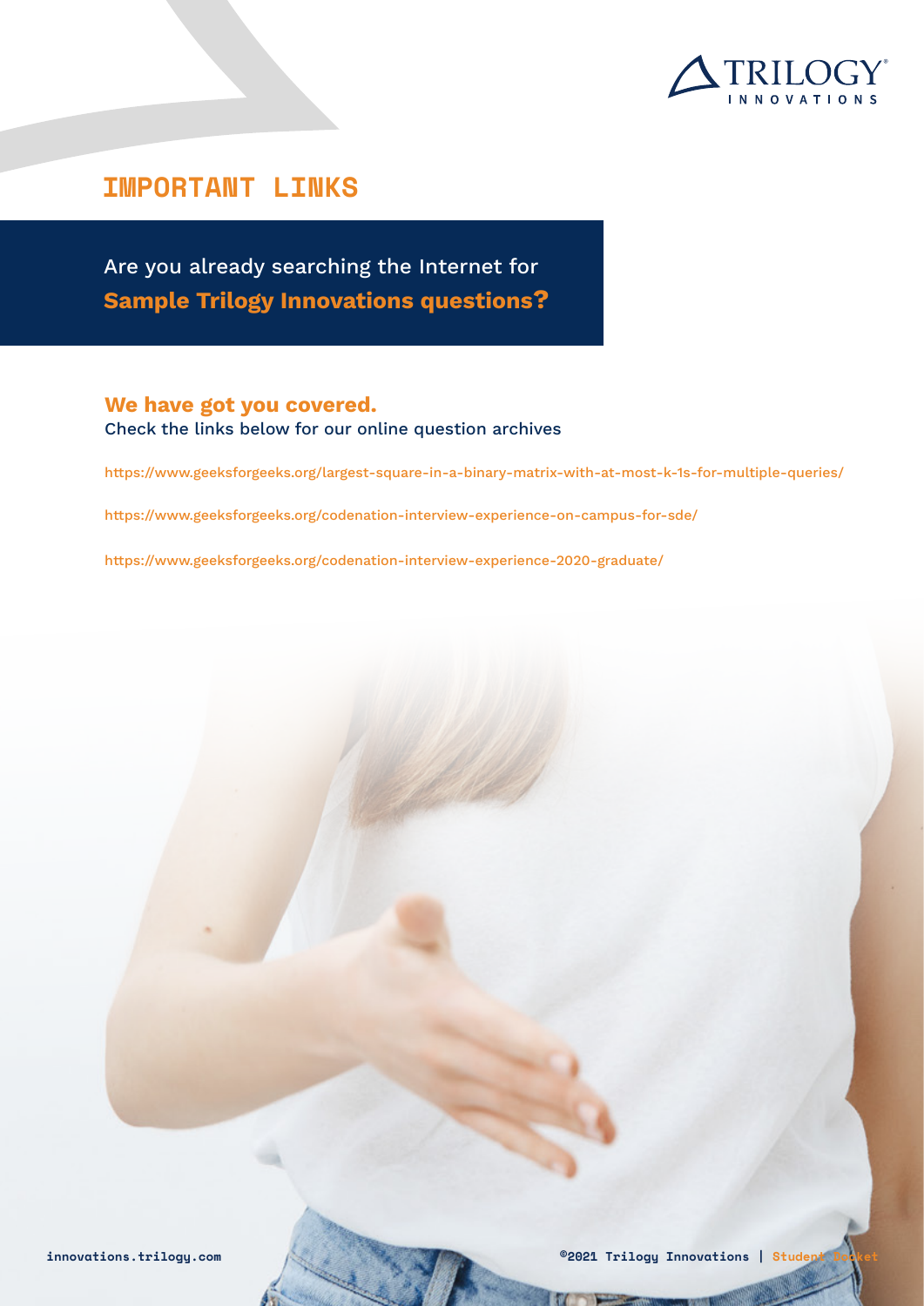## IMPORTANT LINKS

Are you already searching the Internet for
**Sample Trilogy Innovations questions?**

**We have got you covered.**
Check the links below for our online question archives

https://www.geeksforgeeks.org/largest-square-in-a-binary-matrix-with-at-most-k-1s-for-multiple-queries/

https://www.geeksforgeeks.org/codenation-interview-experience-on-campus-for-sde/

https://www.geeksforgeeks.org/codenation-interview-experience-2020-graduate/